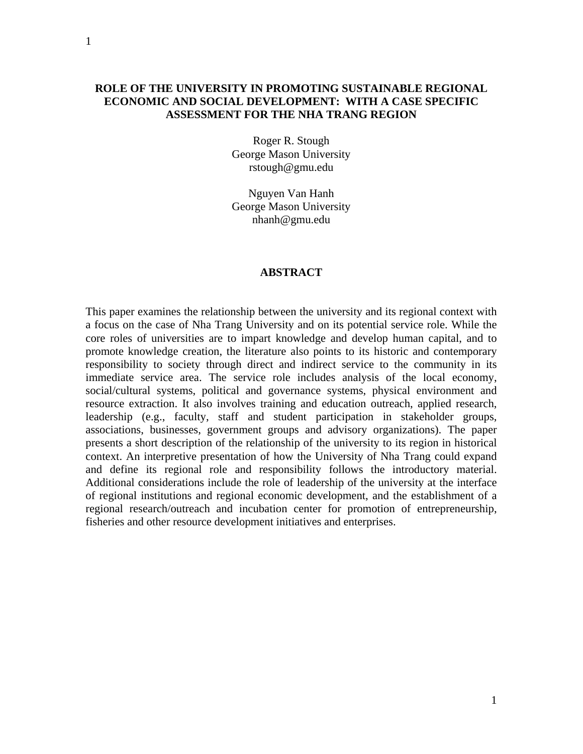# ROLE OF THE UNIVERSITY IN PROMOTING SUSTAINABLE REGIONAL ECONOMIC AND SOCIAL DEVELOPMENT: WITH A CASE SPECIFIC ASSESSMENT FOR THE NHA TRANG REGION

Roger R. Stough
George Mason University
rstough@gmu.edu

Nguyen Van Hanh
George Mason University
nhanh@gmu.edu

## ABSTRACT

This paper examines the relationship between the university and its regional context with a focus on the case of Nha Trang University and on its potential service role. While the core roles of universities are to impart knowledge and develop human capital, and to promote knowledge creation, the literature also points to its historic and contemporary responsibility to society through direct and indirect service to the community in its immediate service area. The service role includes analysis of the local economy, social/cultural systems, political and governance systems, physical environment and resource extraction. It also involves training and education outreach, applied research, leadership (e.g., faculty, staff and student participation in stakeholder groups, associations, businesses, government groups and advisory organizations). The paper presents a short description of the relationship of the university to its region in historical context. An interpretive presentation of how the University of Nha Trang could expand and define its regional role and responsibility follows the introductory material. Additional considerations include the role of leadership of the university at the interface of regional institutions and regional economic development, and the establishment of a regional research/outreach and incubation center for promotion of entrepreneurship, fisheries and other resource development initiatives and enterprises.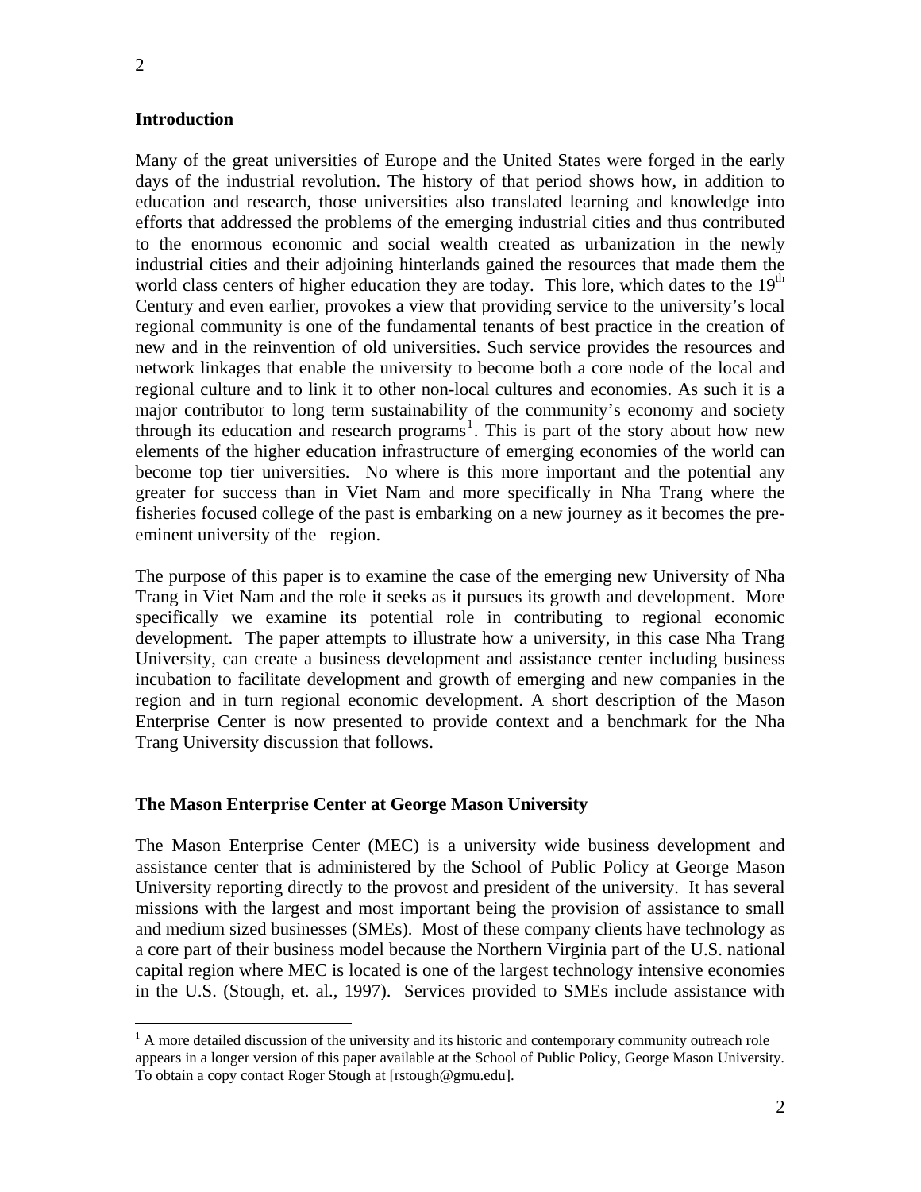## Introduction

Many of the great universities of Europe and the United States were forged in the early days of the industrial revolution. The history of that period shows how, in addition to education and research, those universities also translated learning and knowledge into efforts that addressed the problems of the emerging industrial cities and thus contributed to the enormous economic and social wealth created as urbanization in the newly industrial cities and their adjoining hinterlands gained the resources that made them the world class centers of higher education they are today. This lore, which dates to the 19th Century and even earlier, provokes a view that providing service to the university's local regional community is one of the fundamental tenants of best practice in the creation of new and in the reinvention of old universities. Such service provides the resources and network linkages that enable the university to become both a core node of the local and regional culture and to link it to other non-local cultures and economies. As such it is a major contributor to long term sustainability of the community's economy and society through its education and research programs[1]. This is part of the story about how new elements of the higher education infrastructure of emerging economies of the world can become top tier universities. No where is this more important and the potential any greater for success than in Viet Nam and more specifically in Nha Trang where the fisheries focused college of the past is embarking on a new journey as it becomes the pre-eminent university of the region.

The purpose of this paper is to examine the case of the emerging new University of Nha Trang in Viet Nam and the role it seeks as it pursues its growth and development. More specifically we examine its potential role in contributing to regional economic development. The paper attempts to illustrate how a university, in this case Nha Trang University, can create a business development and assistance center including business incubation to facilitate development and growth of emerging and new companies in the region and in turn regional economic development. A short description of the Mason Enterprise Center is now presented to provide context and a benchmark for the Nha Trang University discussion that follows.

## The Mason Enterprise Center at George Mason University

The Mason Enterprise Center (MEC) is a university wide business development and assistance center that is administered by the School of Public Policy at George Mason University reporting directly to the provost and president of the university. It has several missions with the largest and most important being the provision of assistance to small and medium sized businesses (SMEs). Most of these company clients have technology as a core part of their business model because the Northern Virginia part of the U.S. national capital region where MEC is located is one of the largest technology intensive economies in the U.S. (Stough, et. al., 1997). Services provided to SMEs include assistance with

[1] A more detailed discussion of the university and its historic and contemporary community outreach role appears in a longer version of this paper available at the School of Public Policy, George Mason University. To obtain a copy contact Roger Stough at [rstough@gmu.edu].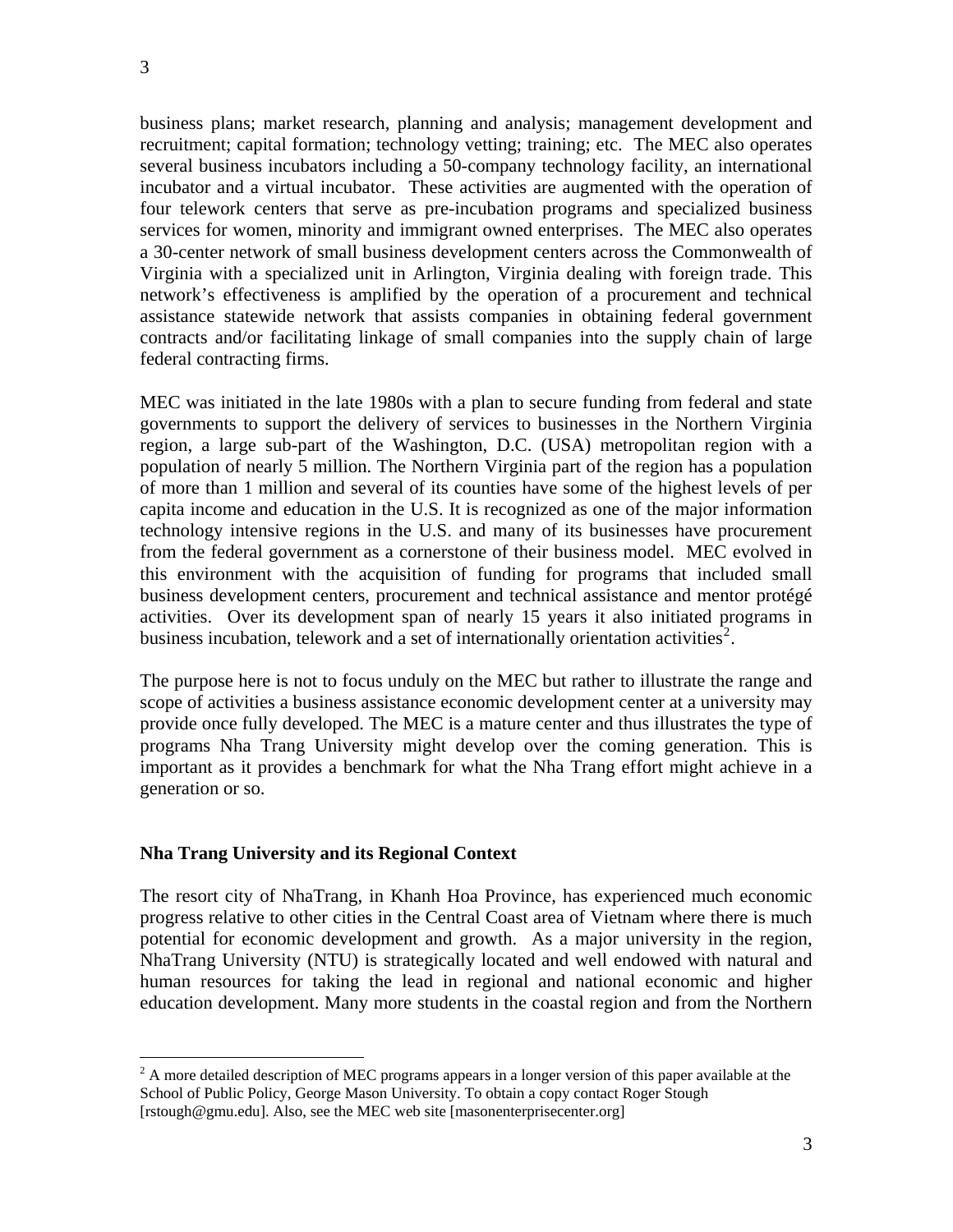business plans; market research, planning and analysis; management development and recruitment; capital formation; technology vetting; training; etc. The MEC also operates several business incubators including a 50-company technology facility, an international incubator and a virtual incubator. These activities are augmented with the operation of four telework centers that serve as pre-incubation programs and specialized business services for women, minority and immigrant owned enterprises. The MEC also operates a 30-center network of small business development centers across the Commonwealth of Virginia with a specialized unit in Arlington, Virginia dealing with foreign trade. This network's effectiveness is amplified by the operation of a procurement and technical assistance statewide network that assists companies in obtaining federal government contracts and/or facilitating linkage of small companies into the supply chain of large federal contracting firms.

MEC was initiated in the late 1980s with a plan to secure funding from federal and state governments to support the delivery of services to businesses in the Northern Virginia region, a large sub-part of the Washington, D.C. (USA) metropolitan region with a population of nearly 5 million. The Northern Virginia part of the region has a population of more than 1 million and several of its counties have some of the highest levels of per capita income and education in the U.S. It is recognized as one of the major information technology intensive regions in the U.S. and many of its businesses have procurement from the federal government as a cornerstone of their business model. MEC evolved in this environment with the acquisition of funding for programs that included small business development centers, procurement and technical assistance and mentor protégé activities. Over its development span of nearly 15 years it also initiated programs in business incubation, telework and a set of internationally orientation activities[2].

The purpose here is not to focus unduly on the MEC but rather to illustrate the range and scope of activities a business assistance economic development center at a university may provide once fully developed. The MEC is a mature center and thus illustrates the type of programs Nha Trang University might develop over the coming generation. This is important as it provides a benchmark for what the Nha Trang effort might achieve in a generation or so.

**Nha Trang University and its Regional Context**

The resort city of NhaTrang, in Khanh Hoa Province, has experienced much economic progress relative to other cities in the Central Coast area of Vietnam where there is much potential for economic development and growth. As a major university in the region, NhaTrang University (NTU) is strategically located and well endowed with natural and human resources for taking the lead in regional and national economic and higher education development. Many more students in the coastal region and from the Northern

[2] A more detailed description of MEC programs appears in a longer version of this paper available at the School of Public Policy, George Mason University. To obtain a copy contact Roger Stough [rstough@gmu.edu]. Also, see the MEC web site [masonenterprisecenter.org]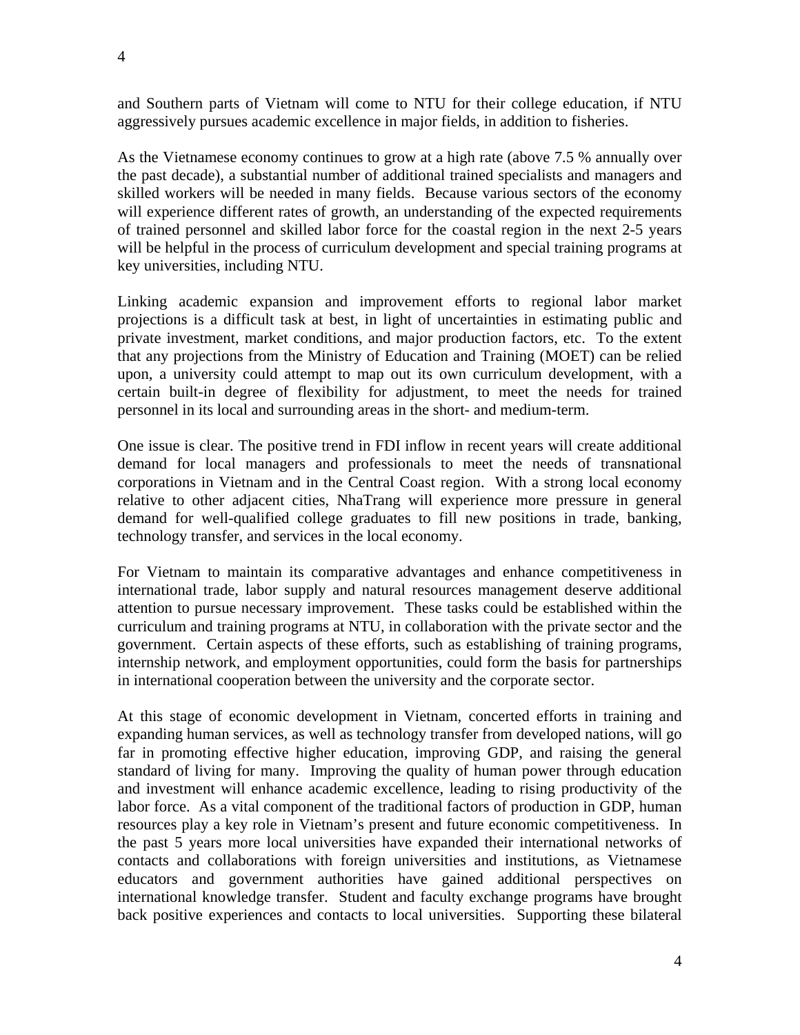and Southern parts of Vietnam will come to NTU for their college education, if NTU aggressively pursues academic excellence in major fields, in addition to fisheries.

As the Vietnamese economy continues to grow at a high rate (above 7.5 % annually over the past decade), a substantial number of additional trained specialists and managers and skilled workers will be needed in many fields. Because various sectors of the economy will experience different rates of growth, an understanding of the expected requirements of trained personnel and skilled labor force for the coastal region in the next 2-5 years will be helpful in the process of curriculum development and special training programs at key universities, including NTU.

Linking academic expansion and improvement efforts to regional labor market projections is a difficult task at best, in light of uncertainties in estimating public and private investment, market conditions, and major production factors, etc. To the extent that any projections from the Ministry of Education and Training (MOET) can be relied upon, a university could attempt to map out its own curriculum development, with a certain built-in degree of flexibility for adjustment, to meet the needs for trained personnel in its local and surrounding areas in the short- and medium-term.

One issue is clear. The positive trend in FDI inflow in recent years will create additional demand for local managers and professionals to meet the needs of transnational corporations in Vietnam and in the Central Coast region. With a strong local economy relative to other adjacent cities, NhaTrang will experience more pressure in general demand for well-qualified college graduates to fill new positions in trade, banking, technology transfer, and services in the local economy.

For Vietnam to maintain its comparative advantages and enhance competitiveness in international trade, labor supply and natural resources management deserve additional attention to pursue necessary improvement. These tasks could be established within the curriculum and training programs at NTU, in collaboration with the private sector and the government. Certain aspects of these efforts, such as establishing of training programs, internship network, and employment opportunities, could form the basis for partnerships in international cooperation between the university and the corporate sector.

At this stage of economic development in Vietnam, concerted efforts in training and expanding human services, as well as technology transfer from developed nations, will go far in promoting effective higher education, improving GDP, and raising the general standard of living for many. Improving the quality of human power through education and investment will enhance academic excellence, leading to rising productivity of the labor force. As a vital component of the traditional factors of production in GDP, human resources play a key role in Vietnam's present and future economic competitiveness. In the past 5 years more local universities have expanded their international networks of contacts and collaborations with foreign universities and institutions, as Vietnamese educators and government authorities have gained additional perspectives on international knowledge transfer. Student and faculty exchange programs have brought back positive experiences and contacts to local universities. Supporting these bilateral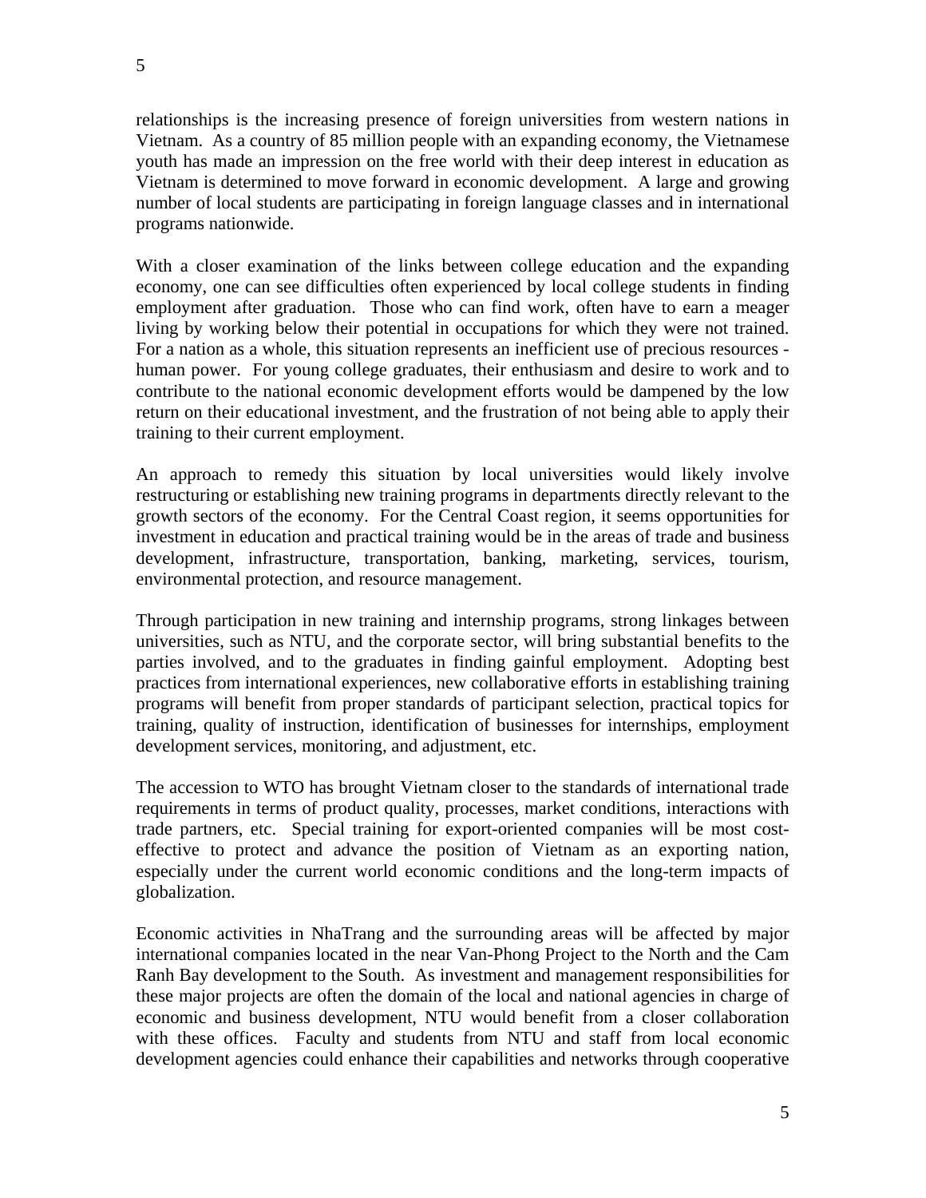relationships is the increasing presence of foreign universities from western nations in Vietnam. As a country of 85 million people with an expanding economy, the Vietnamese youth has made an impression on the free world with their deep interest in education as Vietnam is determined to move forward in economic development. A large and growing number of local students are participating in foreign language classes and in international programs nationwide.

With a closer examination of the links between college education and the expanding economy, one can see difficulties often experienced by local college students in finding employment after graduation. Those who can find work, often have to earn a meager living by working below their potential in occupations for which they were not trained. For a nation as a whole, this situation represents an inefficient use of precious resources - human power. For young college graduates, their enthusiasm and desire to work and to contribute to the national economic development efforts would be dampened by the low return on their educational investment, and the frustration of not being able to apply their training to their current employment.

An approach to remedy this situation by local universities would likely involve restructuring or establishing new training programs in departments directly relevant to the growth sectors of the economy. For the Central Coast region, it seems opportunities for investment in education and practical training would be in the areas of trade and business development, infrastructure, transportation, banking, marketing, services, tourism, environmental protection, and resource management.

Through participation in new training and internship programs, strong linkages between universities, such as NTU, and the corporate sector, will bring substantial benefits to the parties involved, and to the graduates in finding gainful employment. Adopting best practices from international experiences, new collaborative efforts in establishing training programs will benefit from proper standards of participant selection, practical topics for training, quality of instruction, identification of businesses for internships, employment development services, monitoring, and adjustment, etc.

The accession to WTO has brought Vietnam closer to the standards of international trade requirements in terms of product quality, processes, market conditions, interactions with trade partners, etc. Special training for export-oriented companies will be most cost-effective to protect and advance the position of Vietnam as an exporting nation, especially under the current world economic conditions and the long-term impacts of globalization.

Economic activities in NhaTrang and the surrounding areas will be affected by major international companies located in the near Van-Phong Project to the North and the Cam Ranh Bay development to the South. As investment and management responsibilities for these major projects are often the domain of the local and national agencies in charge of economic and business development, NTU would benefit from a closer collaboration with these offices. Faculty and students from NTU and staff from local economic development agencies could enhance their capabilities and networks through cooperative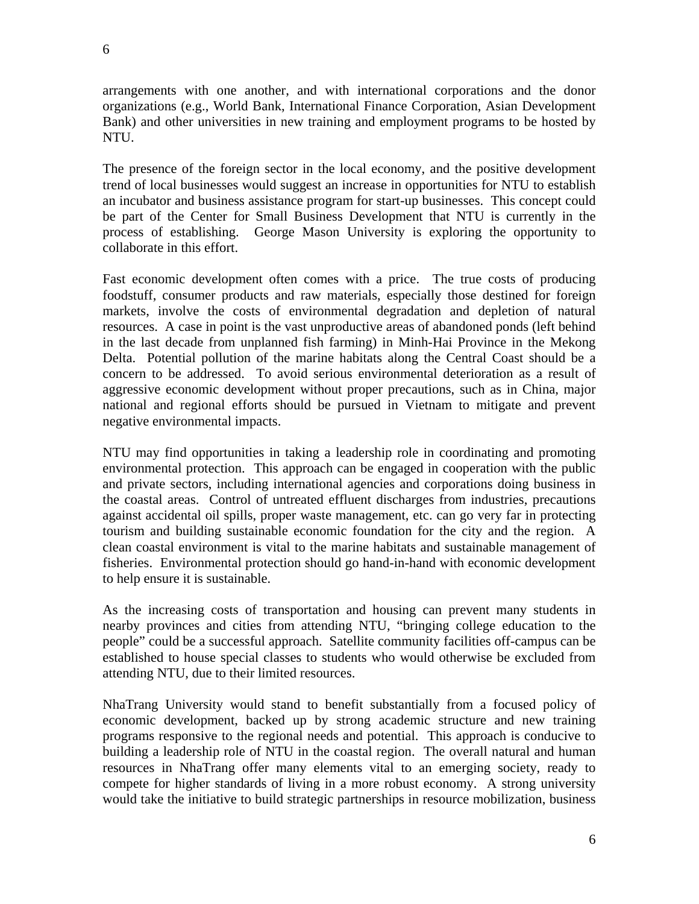arrangements with one another, and with international corporations and the donor organizations (e.g., World Bank, International Finance Corporation, Asian Development Bank) and other universities in new training and employment programs to be hosted by NTU.

The presence of the foreign sector in the local economy, and the positive development trend of local businesses would suggest an increase in opportunities for NTU to establish an incubator and business assistance program for start-up businesses. This concept could be part of the Center for Small Business Development that NTU is currently in the process of establishing. George Mason University is exploring the opportunity to collaborate in this effort.

Fast economic development often comes with a price. The true costs of producing foodstuff, consumer products and raw materials, especially those destined for foreign markets, involve the costs of environmental degradation and depletion of natural resources. A case in point is the vast unproductive areas of abandoned ponds (left behind in the last decade from unplanned fish farming) in Minh-Hai Province in the Mekong Delta. Potential pollution of the marine habitats along the Central Coast should be a concern to be addressed. To avoid serious environmental deterioration as a result of aggressive economic development without proper precautions, such as in China, major national and regional efforts should be pursued in Vietnam to mitigate and prevent negative environmental impacts.

NTU may find opportunities in taking a leadership role in coordinating and promoting environmental protection. This approach can be engaged in cooperation with the public and private sectors, including international agencies and corporations doing business in the coastal areas. Control of untreated effluent discharges from industries, precautions against accidental oil spills, proper waste management, etc. can go very far in protecting tourism and building sustainable economic foundation for the city and the region. A clean coastal environment is vital to the marine habitats and sustainable management of fisheries. Environmental protection should go hand-in-hand with economic development to help ensure it is sustainable.

As the increasing costs of transportation and housing can prevent many students in nearby provinces and cities from attending NTU, "bringing college education to the people" could be a successful approach. Satellite community facilities off-campus can be established to house special classes to students who would otherwise be excluded from attending NTU, due to their limited resources.

NhaTrang University would stand to benefit substantially from a focused policy of economic development, backed up by strong academic structure and new training programs responsive to the regional needs and potential. This approach is conducive to building a leadership role of NTU in the coastal region. The overall natural and human resources in NhaTrang offer many elements vital to an emerging society, ready to compete for higher standards of living in a more robust economy. A strong university would take the initiative to build strategic partnerships in resource mobilization, business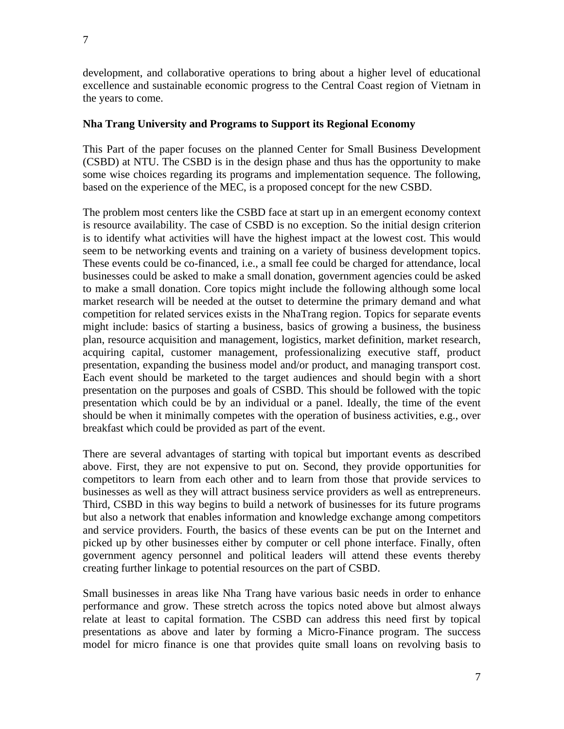development, and collaborative operations to bring about a higher level of educational excellence and sustainable economic progress to the Central Coast region of Vietnam in the years to come.

**Nha Trang University and Programs to Support its Regional Economy**

This Part of the paper focuses on the planned Center for Small Business Development (CSBD) at NTU. The CSBD is in the design phase and thus has the opportunity to make some wise choices regarding its programs and implementation sequence. The following, based on the experience of the MEC, is a proposed concept for the new CSBD.

The problem most centers like the CSBD face at start up in an emergent economy context is resource availability. The case of CSBD is no exception. So the initial design criterion is to identify what activities will have the highest impact at the lowest cost. This would seem to be networking events and training on a variety of business development topics. These events could be co-financed, i.e., a small fee could be charged for attendance, local businesses could be asked to make a small donation, government agencies could be asked to make a small donation. Core topics might include the following although some local market research will be needed at the outset to determine the primary demand and what competition for related services exists in the NhaTrang region. Topics for separate events might include: basics of starting a business, basics of growing a business, the business plan, resource acquisition and management, logistics, market definition, market research, acquiring capital, customer management, professionalizing executive staff, product presentation, expanding the business model and/or product, and managing transport cost. Each event should be marketed to the target audiences and should begin with a short presentation on the purposes and goals of CSBD. This should be followed with the topic presentation which could be by an individual or a panel. Ideally, the time of the event should be when it minimally competes with the operation of business activities, e.g., over breakfast which could be provided as part of the event.

There are several advantages of starting with topical but important events as described above. First, they are not expensive to put on. Second, they provide opportunities for competitors to learn from each other and to learn from those that provide services to businesses as well as they will attract business service providers as well as entrepreneurs. Third, CSBD in this way begins to build a network of businesses for its future programs but also a network that enables information and knowledge exchange among competitors and service providers. Fourth, the basics of these events can be put on the Internet and picked up by other businesses either by computer or cell phone interface. Finally, often government agency personnel and political leaders will attend these events thereby creating further linkage to potential resources on the part of CSBD.

Small businesses in areas like Nha Trang have various basic needs in order to enhance performance and grow. These stretch across the topics noted above but almost always relate at least to capital formation. The CSBD can address this need first by topical presentations as above and later by forming a Micro-Finance program. The success model for micro finance is one that provides quite small loans on revolving basis to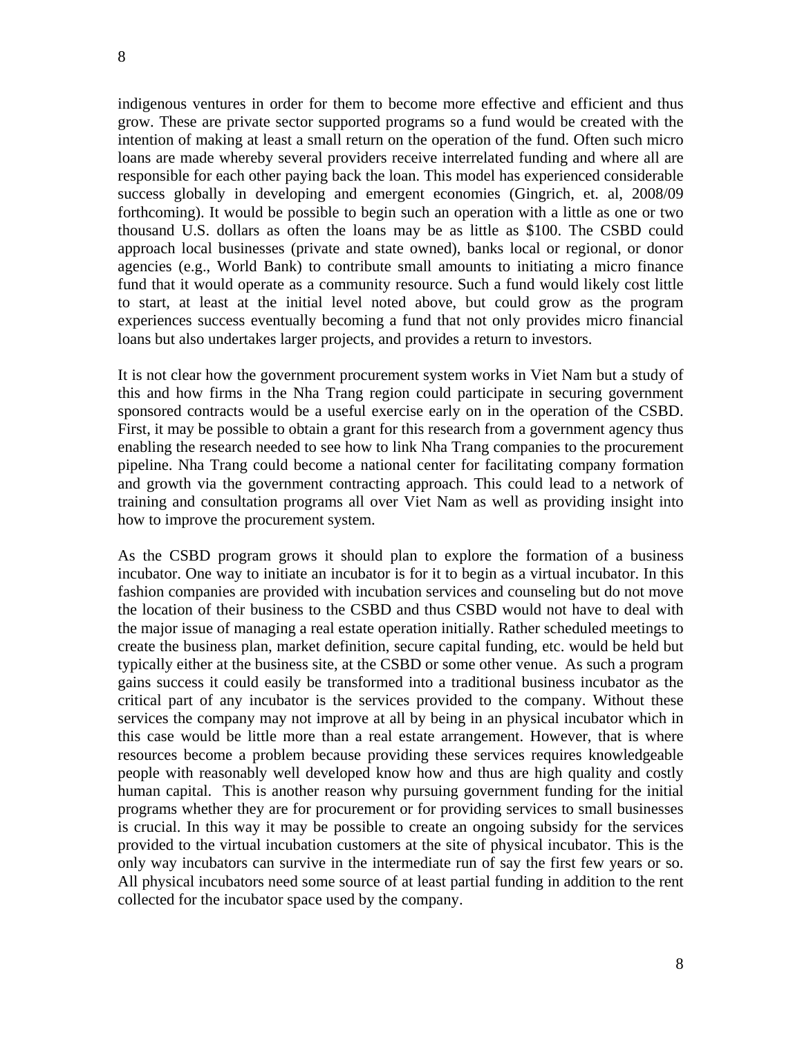indigenous ventures in order for them to become more effective and efficient and thus grow. These are private sector supported programs so a fund would be created with the intention of making at least a small return on the operation of the fund. Often such micro loans are made whereby several providers receive interrelated funding and where all are responsible for each other paying back the loan. This model has experienced considerable success globally in developing and emergent economies (Gingrich, et. al, 2008/09 forthcoming). It would be possible to begin such an operation with a little as one or two thousand U.S. dollars as often the loans may be as little as $100. The CSBD could approach local businesses (private and state owned), banks local or regional, or donor agencies (e.g., World Bank) to contribute small amounts to initiating a micro finance fund that it would operate as a community resource. Such a fund would likely cost little to start, at least at the initial level noted above, but could grow as the program experiences success eventually becoming a fund that not only provides micro financial loans but also undertakes larger projects, and provides a return to investors.

It is not clear how the government procurement system works in Viet Nam but a study of this and how firms in the Nha Trang region could participate in securing government sponsored contracts would be a useful exercise early on in the operation of the CSBD. First, it may be possible to obtain a grant for this research from a government agency thus enabling the research needed to see how to link Nha Trang companies to the procurement pipeline. Nha Trang could become a national center for facilitating company formation and growth via the government contracting approach. This could lead to a network of training and consultation programs all over Viet Nam as well as providing insight into how to improve the procurement system.

As the CSBD program grows it should plan to explore the formation of a business incubator. One way to initiate an incubator is for it to begin as a virtual incubator. In this fashion companies are provided with incubation services and counseling but do not move the location of their business to the CSBD and thus CSBD would not have to deal with the major issue of managing a real estate operation initially. Rather scheduled meetings to create the business plan, market definition, secure capital funding, etc. would be held but typically either at the business site, at the CSBD or some other venue. As such a program gains success it could easily be transformed into a traditional business incubator as the critical part of any incubator is the services provided to the company. Without these services the company may not improve at all by being in an physical incubator which in this case would be little more than a real estate arrangement. However, that is where resources become a problem because providing these services requires knowledgeable people with reasonably well developed know how and thus are high quality and costly human capital. This is another reason why pursuing government funding for the initial programs whether they are for procurement or for providing services to small businesses is crucial. In this way it may be possible to create an ongoing subsidy for the services provided to the virtual incubation customers at the site of physical incubator. This is the only way incubators can survive in the intermediate run of say the first few years or so. All physical incubators need some source of at least partial funding in addition to the rent collected for the incubator space used by the company.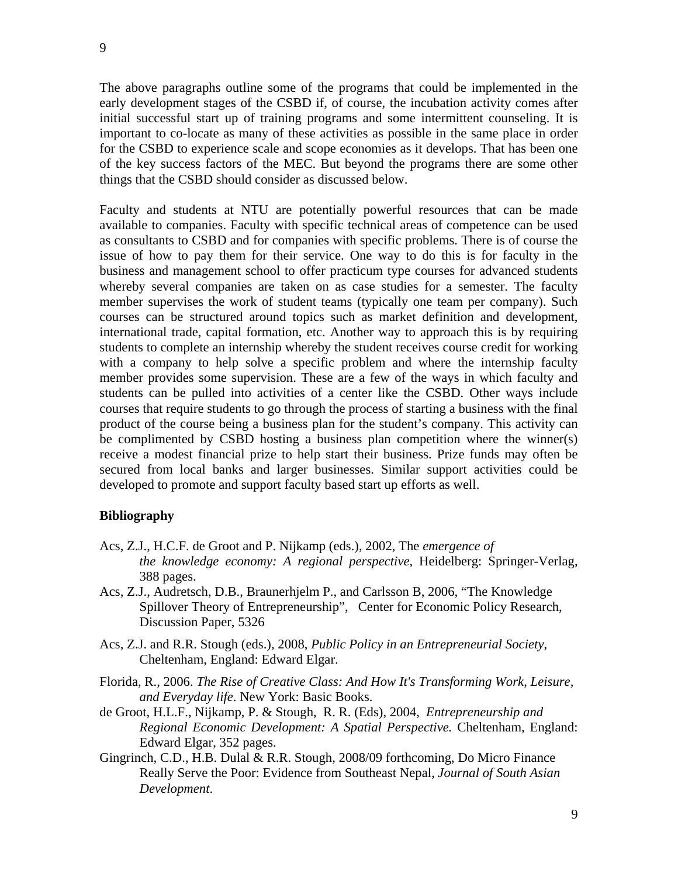The above paragraphs outline some of the programs that could be implemented in the early development stages of the CSBD if, of course, the incubation activity comes after initial successful start up of training programs and some intermittent counseling. It is important to co-locate as many of these activities as possible in the same place in order for the CSBD to experience scale and scope economies as it develops. That has been one of the key success factors of the MEC. But beyond the programs there are some other things that the CSBD should consider as discussed below.

Faculty and students at NTU are potentially powerful resources that can be made available to companies. Faculty with specific technical areas of competence can be used as consultants to CSBD and for companies with specific problems. There is of course the issue of how to pay them for their service. One way to do this is for faculty in the business and management school to offer practicum type courses for advanced students whereby several companies are taken on as case studies for a semester. The faculty member supervises the work of student teams (typically one team per company). Such courses can be structured around topics such as market definition and development, international trade, capital formation, etc. Another way to approach this is by requiring students to complete an internship whereby the student receives course credit for working with a company to help solve a specific problem and where the internship faculty member provides some supervision. These are a few of the ways in which faculty and students can be pulled into activities of a center like the CSBD. Other ways include courses that require students to go through the process of starting a business with the final product of the course being a business plan for the student's company. This activity can be complimented by CSBD hosting a business plan competition where the winner(s) receive a modest financial prize to help start their business. Prize funds may often be secured from local banks and larger businesses. Similar support activities could be developed to promote and support faculty based start up efforts as well.

**Bibliography**

Acs, Z.J., H.C.F. de Groot and P. Nijkamp (eds.), 2002, The *emergence of the knowledge economy: A regional perspective,* Heidelberg: Springer-Verlag, 388 pages.

Acs, Z.J., Audretsch, D.B., Braunerhjelm P., and Carlsson B, 2006, "The Knowledge Spillover Theory of Entrepreneurship", Center for Economic Policy Research, Discussion Paper, 5326

Acs, Z.J. and R.R. Stough (eds.), 2008, *Public Policy in an Entrepreneurial Society*, Cheltenham, England: Edward Elgar.

Florida, R., 2006. *The Rise of Creative Class: And How It's Transforming Work, Leisure, and Everyday life*. New York: Basic Books.

de Groot, H.L.F., Nijkamp, P. & Stough, R. R. (Eds), 2004, *Entrepreneurship and Regional Economic Development: A Spatial Perspective.* Cheltenham, England: Edward Elgar, 352 pages.

Gingrinch, C.D., H.B. Dulal & R.R. Stough, 2008/09 forthcoming, Do Micro Finance Really Serve the Poor: Evidence from Southeast Nepal, *Journal of South Asian Development*.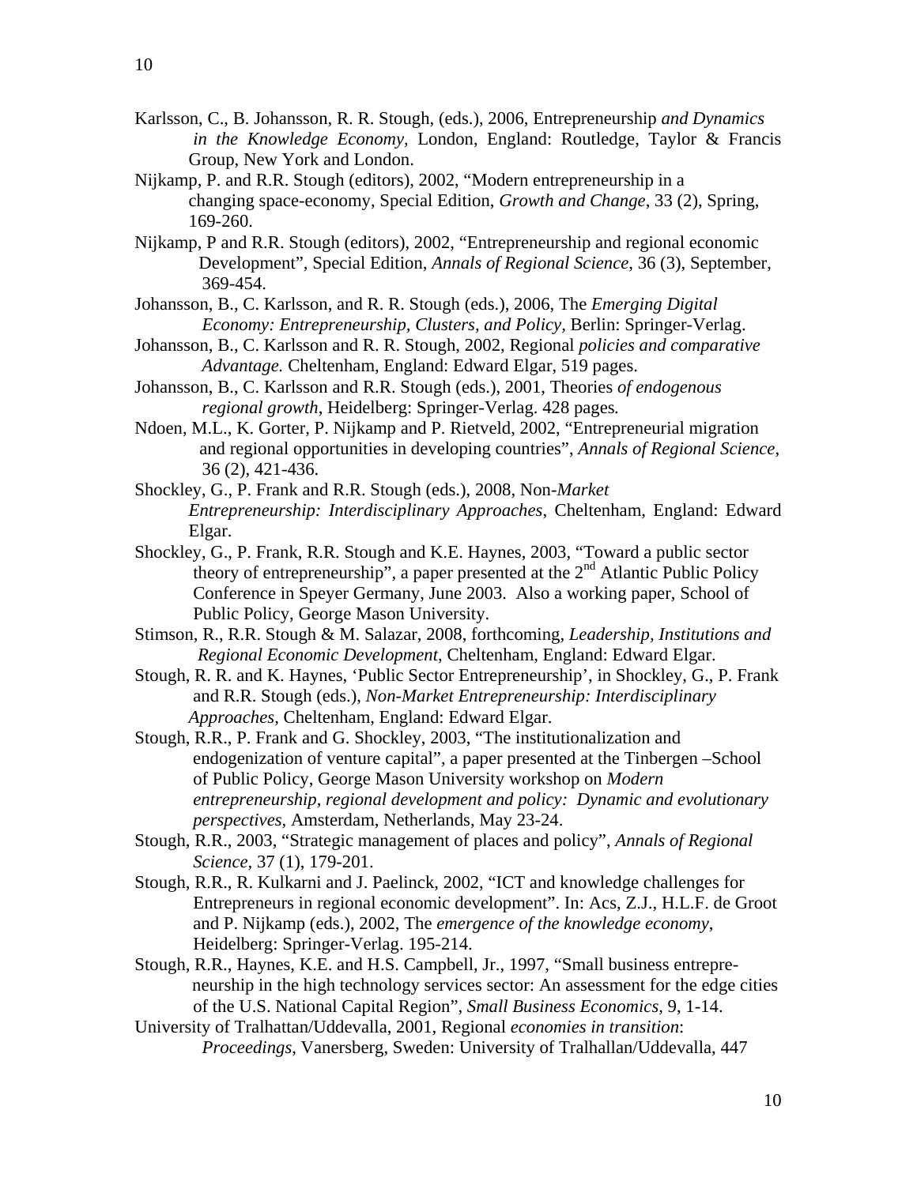Karlsson, C., B. Johansson, R. R. Stough, (eds.), 2006, Entrepreneurship *and Dynamics in the Knowledge Economy*, London, England: Routledge, Taylor & Francis Group, New York and London.

Nijkamp, P. and R.R. Stough (editors), 2002, "Modern entrepreneurship in a changing space-economy, Special Edition, *Growth and Change*, 33 (2), Spring, 169-260.

Nijkamp, P and R.R. Stough (editors), 2002, "Entrepreneurship and regional economic Development", Special Edition, *Annals of Regional Science*, 36 (3), September, 369-454.

Johansson, B., C. Karlsson, and R. R. Stough (eds.), 2006, The *Emerging Digital Economy: Entrepreneurship, Clusters, and Policy*, Berlin: Springer-Verlag.

Johansson, B., C. Karlsson and R. R. Stough, 2002, Regional *policies and comparative Advantage.* Cheltenham, England: Edward Elgar, 519 pages.

Johansson, B., C. Karlsson and R.R. Stough (eds.), 2001, Theories *of endogenous regional growth*, Heidelberg: Springer-Verlag. 428 pages*.*

Ndoen, M.L., K. Gorter, P. Nijkamp and P. Rietveld, 2002, "Entrepreneurial migration and regional opportunities in developing countries", *Annals of Regional Science*, 36 (2), 421-436.

Shockley, G., P. Frank and R.R. Stough (eds.), 2008, Non-*Market Entrepreneurship: Interdisciplinary Approaches*, Cheltenham, England: Edward Elgar.

Shockley, G., P. Frank, R.R. Stough and K.E. Haynes, 2003, "Toward a public sector theory of entrepreneurship", a paper presented at the 2nd Atlantic Public Policy Conference in Speyer Germany, June 2003. Also a working paper, School of Public Policy, George Mason University.

Stimson, R., R.R. Stough & M. Salazar, 2008, forthcoming, *Leadership, Institutions and Regional Economic Development*, Cheltenham, England: Edward Elgar.

Stough, R. R. and K. Haynes, 'Public Sector Entrepreneurship', in Shockley, G., P. Frank and R.R. Stough (eds.), *Non-Market Entrepreneurship: Interdisciplinary Approaches*, Cheltenham, England: Edward Elgar.

Stough, R.R., P. Frank and G. Shockley, 2003, "The institutionalization and endogenization of venture capital", a paper presented at the Tinbergen –School of Public Policy, George Mason University workshop on *Modern entrepreneurship, regional development and policy: Dynamic and evolutionary perspectives*, Amsterdam, Netherlands, May 23-24.

Stough, R.R., 2003, "Strategic management of places and policy", *Annals of Regional Science*, 37 (1), 179-201.

Stough, R.R., R. Kulkarni and J. Paelinck, 2002, "ICT and knowledge challenges for Entrepreneurs in regional economic development". In: Acs, Z.J., H.L.F. de Groot and P. Nijkamp (eds.), 2002, The *emergence of the knowledge economy*, Heidelberg: Springer-Verlag. 195-214.

Stough, R.R., Haynes, K.E. and H.S. Campbell, Jr., 1997, "Small business entrepreneurship in the high technology services sector: An assessment for the edge cities of the U.S. National Capital Region", *Small Business Economics*, 9, 1-14.

University of Tralhattan/Uddevalla, 2001, Regional *economies in transition*: *Proceedings*, Vanersberg, Sweden: University of Tralhallan/Uddevalla, 447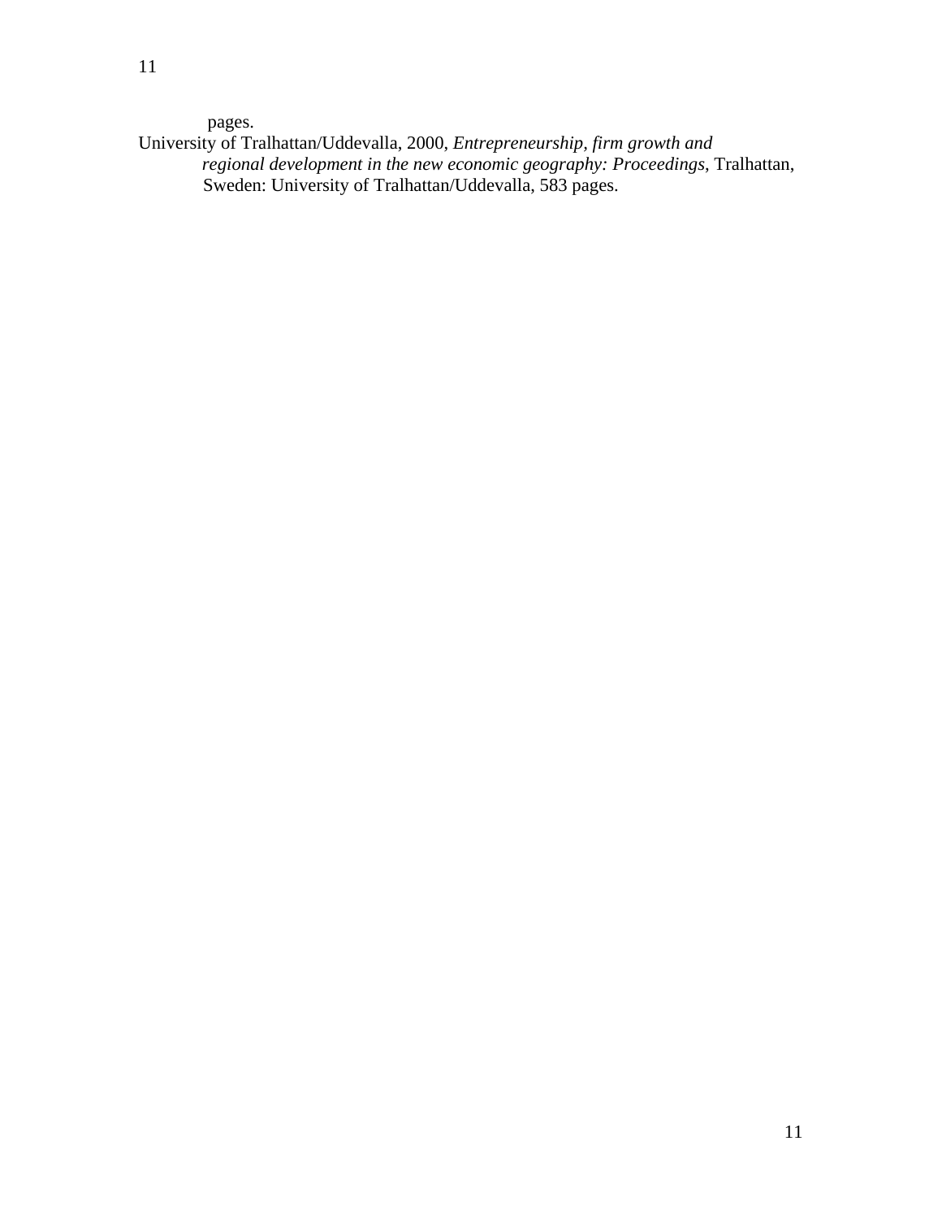pages.

University of Tralhattan/Uddevalla, 2000, *Entrepreneurship, firm growth and regional development in the new economic geography: Proceedings*, Tralhattan, Sweden: University of Tralhattan/Uddevalla, 583 pages.